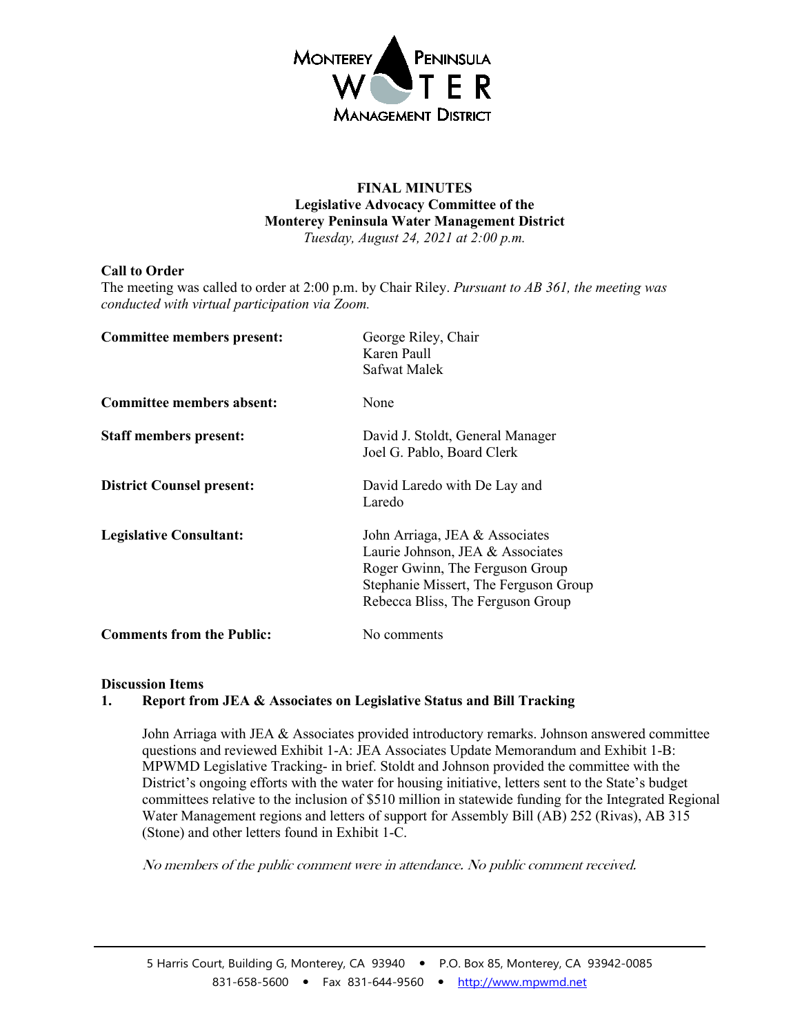**FINAL MINUTES**
**Legislative Advocacy Committee of the**
**Monterey Peninsula Water Management District**
*Tuesday, August 24, 2021 at 2:00 p.m.*

**Call to Order**
The meeting was called to order at 2:00 p.m. by Chair Riley. *Pursuant to AB 361, the meeting was conducted with virtual participation via Zoom.*

| | |
|---|---|
| **Committee members present:** | George Riley, Chair<br>Karen Paull<br>Safwat Malek |
| **Committee members absent:** | None |
| **Staff members present:** | David J. Stoldt, General Manager<br>Joel G. Pablo, Board Clerk |
| **District Counsel present:** | David Laredo with De Lay and Laredo |
| **Legislative Consultant:** | John Arriaga, JEA & Associates<br>Laurie Johnson, JEA & Associates<br>Roger Gwinn, The Ferguson Group<br>Stephanie Missert, The Ferguson Group<br>Rebecca Bliss, The Ferguson Group |
| **Comments from the Public:** | No comments |

**Discussion Items**

**1. Report from JEA & Associates on Legislative Status and Bill Tracking**

John Arriaga with JEA & Associates provided introductory remarks. Johnson answered committee questions and reviewed Exhibit 1-A: JEA Associates Update Memorandum and Exhibit 1-B: MPWMD Legislative Tracking- in brief. Stoldt and Johnson provided the committee with the District's ongoing efforts with the water for housing initiative, letters sent to the State's budget committees relative to the inclusion of $510 million in statewide funding for the Integrated Regional Water Management regions and letters of support for Assembly Bill (AB) 252 (Rivas), AB 315 (Stone) and other letters found in Exhibit 1-C.

*No members of the public comment were in attendance. No public comment received.*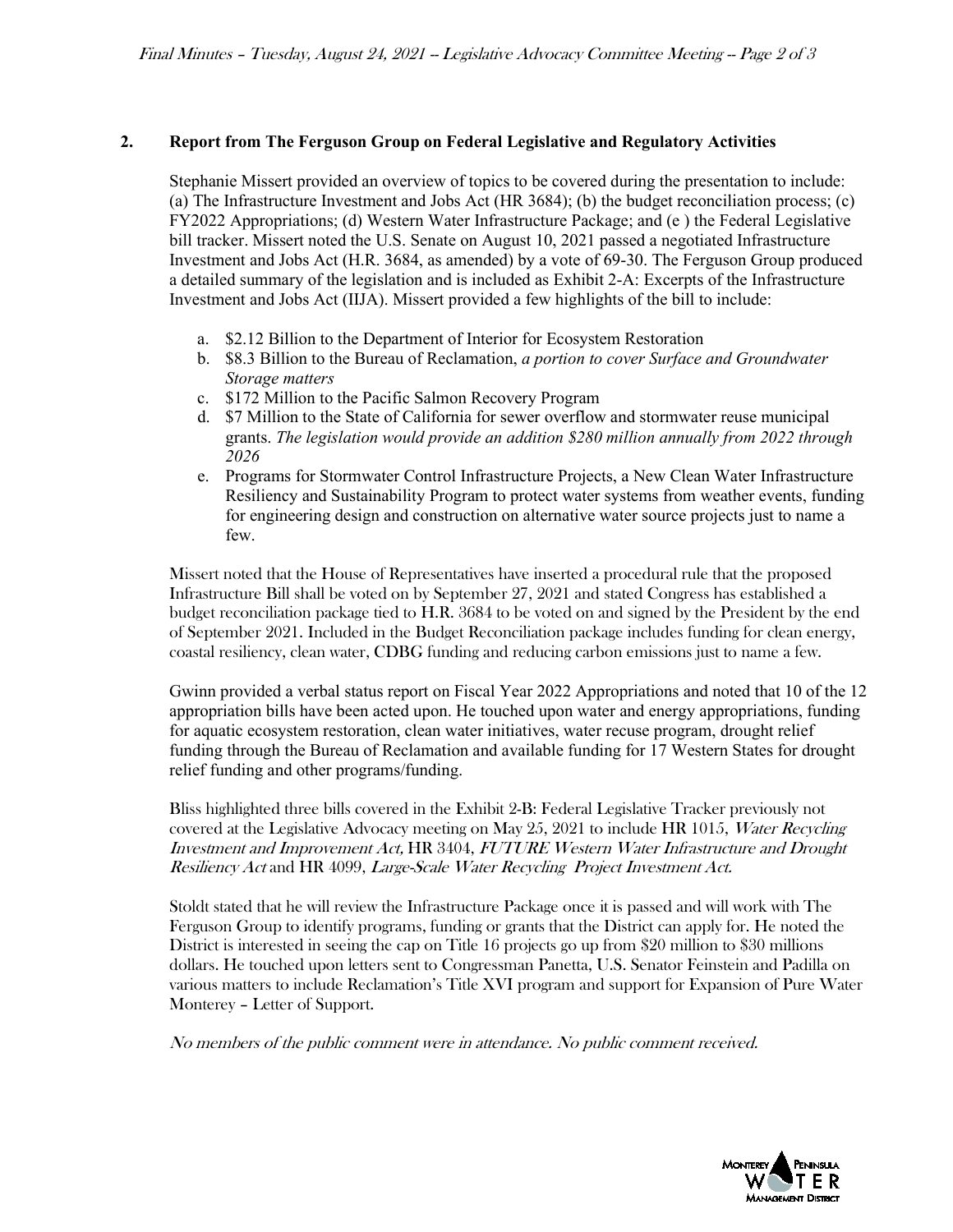## 2. Report from The Ferguson Group on Federal Legislative and Regulatory Activities

Stephanie Missert provided an overview of topics to be covered during the presentation to include: (a) The Infrastructure Investment and Jobs Act (HR 3684); (b) the budget reconciliation process; (c) FY2022 Appropriations; (d) Western Water Infrastructure Package; and (e ) the Federal Legislative bill tracker. Missert noted the U.S. Senate on August 10, 2021 passed a negotiated Infrastructure Investment and Jobs Act (H.R. 3684, as amended) by a vote of 69-30. The Ferguson Group produced a detailed summary of the legislation and is included as Exhibit 2-A: Excerpts of the Infrastructure Investment and Jobs Act (IIJA). Missert provided a few highlights of the bill to include:

a. \$2.12 Billion to the Department of Interior for Ecosystem Restoration
b. \$8.3 Billion to the Bureau of Reclamation, *a portion to cover Surface and Groundwater Storage matters*
c. \$172 Million to the Pacific Salmon Recovery Program
d. \$7 Million to the State of California for sewer overflow and stormwater reuse municipal grants. *The legislation would provide an addition \$280 million annually from 2022 through 2026*
e. Programs for Stormwater Control Infrastructure Projects, a New Clean Water Infrastructure Resiliency and Sustainability Program to protect water systems from weather events, funding for engineering design and construction on alternative water source projects just to name a few.

Missert noted that the House of Representatives have inserted a procedural rule that the proposed Infrastructure Bill shall be voted on by September 27, 2021 and stated Congress has established a budget reconciliation package tied to H.R. 3684 to be voted on and signed by the President by the end of September 2021. Included in the Budget Reconciliation package includes funding for clean energy, coastal resiliency, clean water, CDBG funding and reducing carbon emissions just to name a few.

Gwinn provided a verbal status report on Fiscal Year 2022 Appropriations and noted that 10 of the 12 appropriation bills have been acted upon. He touched upon water and energy appropriations, funding for aquatic ecosystem restoration, clean water initiatives, water recuse program, drought relief funding through the Bureau of Reclamation and available funding for 17 Western States for drought relief funding and other programs/funding.

Bliss highlighted three bills covered in the Exhibit 2-B: Federal Legislative Tracker previously not covered at the Legislative Advocacy meeting on May 25, 2021 to include HR 1015, *Water Recycling Investment and Improvement Act,* HR 3404, *FUTURE Western Water Infrastructure and Drought Resiliency Act* and HR 4099, *Large-Scale Water Recycling Project Investment Act.*

Stoldt stated that he will review the Infrastructure Package once it is passed and will work with The Ferguson Group to identify programs, funding or grants that the District can apply for. He noted the District is interested in seeing the cap on Title 16 projects go up from \$20 million to \$30 millions dollars. He touched upon letters sent to Congressman Panetta, U.S. Senator Feinstein and Padilla on various matters to include Reclamation's Title XVI program and support for Expansion of Pure Water Monterey – Letter of Support.

*No members of the public comment were in attendance. No public comment received.*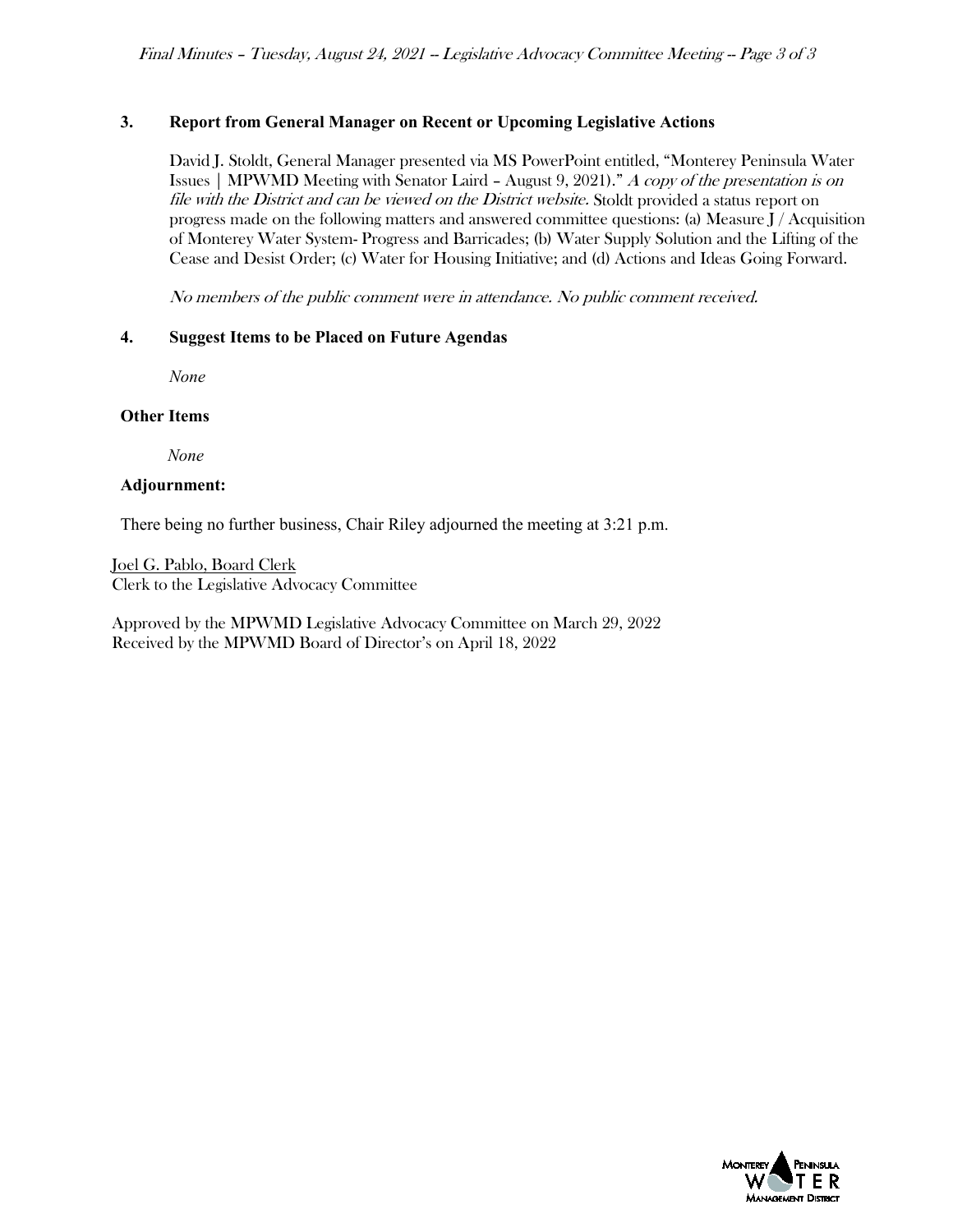### 3. Report from General Manager on Recent or Upcoming Legislative Actions

David J. Stoldt, General Manager presented via MS PowerPoint entitled, "Monterey Peninsula Water Issues | MPWMD Meeting with Senator Laird – August 9, 2021)." *A copy of the presentation is on file with the District and can be viewed on the District website.* Stoldt provided a status report on progress made on the following matters and answered committee questions: (a) Measure J / Acquisition of Monterey Water System- Progress and Barricades; (b) Water Supply Solution and the Lifting of the Cease and Desist Order; (c) Water for Housing Initiative; and (d) Actions and Ideas Going Forward.

*No members of the public comment were in attendance. No public comment received.*

### 4. Suggest Items to be Placed on Future Agendas

*None*

### Other Items

*None*

### Adjournment:

There being no further business, Chair Riley adjourned the meeting at 3:21 p.m.

Joel G. Pablo, Board Clerk
Clerk to the Legislative Advocacy Committee

Approved by the MPWMD Legislative Advocacy Committee on March 29, 2022
Received by the MPWMD Board of Director's on April 18, 2022

MONTEREY PENINSULA WATER MANAGEMENT DISTRICT